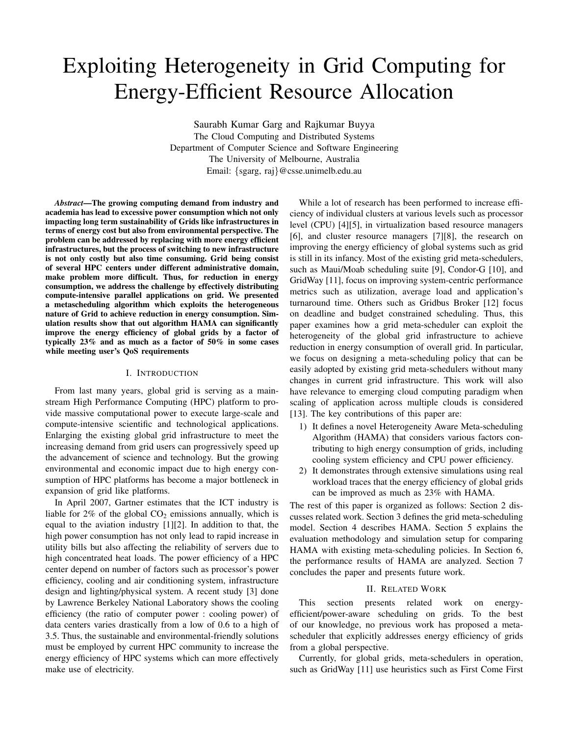# Exploiting Heterogeneity in Grid Computing for Energy-Efficient Resource Allocation

Saurabh Kumar Garg and Rajkumar Buyya
The Cloud Computing and Distributed Systems
Department of Computer Science and Software Engineering
The University of Melbourne, Australia
Email: {sgarg, raj}@csse.unimelb.edu.au

***Abstract*—The growing computing demand from industry and academia has lead to excessive power consumption which not only impacting long term sustainability of Grids like infrastructures in terms of energy cost but also from environmental perspective. The problem can be addressed by replacing with more energy efficient infrastructures, but the process of switching to new infrastructure is not only costly but also time consuming. Grid being consist of several HPC centers under different administrative domain, make problem more difficult. Thus, for reduction in energy consumption, we address the challenge by effectively distributing compute-intensive parallel applications on grid. We presented a metascheduling algorithm which exploits the heterogeneous nature of Grid to achieve reduction in energy consumption. Simulation results show that out algorithm HAMA can significantly improve the energy efficiency of global grids by a factor of typically 23% and as much as a factor of 50% in some cases while meeting user's QoS requirements**

## I. Introduction

From last many years, global grid is serving as a mainstream High Performance Computing (HPC) platform to provide massive computational power to execute large-scale and compute-intensive scientific and technological applications. Enlarging the existing global grid infrastructure to meet the increasing demand from grid users can progressively speed up the advancement of science and technology. But the growing environmental and economic impact due to high energy consumption of HPC platforms has become a major bottleneck in expansion of grid like platforms.

In April 2007, Gartner estimates that the ICT industry is liable for 2% of the global $CO_2$ emissions annually, which is equal to the aviation industry [1][2]. In addition to that, the high power consumption has not only lead to rapid increase in utility bills but also affecting the reliability of servers due to high concentrated heat loads. The power efficiency of a HPC center depend on number of factors such as processor's power efficiency, cooling and air conditioning system, infrastructure design and lighting/physical system. A recent study [3] done by Lawrence Berkeley National Laboratory shows the cooling efficiency (the ratio of computer power : cooling power) of data centers varies drastically from a low of 0.6 to a high of 3.5. Thus, the sustainable and environmental-friendly solutions must be employed by current HPC community to increase the energy efficiency of HPC systems which can more effectively make use of electricity.

While a lot of research has been performed to increase efficiency of individual clusters at various levels such as processor level (CPU) [4][5], in virtualization based resource managers [6], and cluster resource managers [7][8], the research on improving the energy efficiency of global systems such as grid is still in its infancy. Most of the existing grid meta-schedulers, such as Maui/Moab scheduling suite [9], Condor-G [10], and GridWay [11], focus on improving system-centric performance metrics such as utilization, average load and application's turnaround time. Others such as Gridbus Broker [12] focus on deadline and budget constrained scheduling. Thus, this paper examines how a grid meta-scheduler can exploit the heterogeneity of the global grid infrastructure to achieve reduction in energy consumption of overall grid. In particular, we focus on designing a meta-scheduling policy that can be easily adopted by existing grid meta-schedulers without many changes in current grid infrastructure. This work will also have relevance to emerging cloud computing paradigm when scaling of application across multiple clouds is considered [13]. The key contributions of this paper are:

1) It defines a novel Heterogeneity Aware Meta-scheduling Algorithm (HAMA) that considers various factors contributing to high energy consumption of grids, including cooling system efficiency and CPU power efficiency.
2) It demonstrates through extensive simulations using real workload traces that the energy efficiency of global grids can be improved as much as 23% with HAMA.

The rest of this paper is organized as follows: Section 2 discusses related work. Section 3 defines the grid meta-scheduling model. Section 4 describes HAMA. Section 5 explains the evaluation methodology and simulation setup for comparing HAMA with existing meta-scheduling policies. In Section 6, the performance results of HAMA are analyzed. Section 7 concludes the paper and presents future work.

## II. Related Work

This section presents related work on energy-efficient/power-aware scheduling on grids. To the best of our knowledge, no previous work has proposed a meta-scheduler that explicitly addresses energy efficiency of grids from a global perspective.

Currently, for global grids, meta-schedulers in operation, such as GridWay [11] use heuristics such as First Come First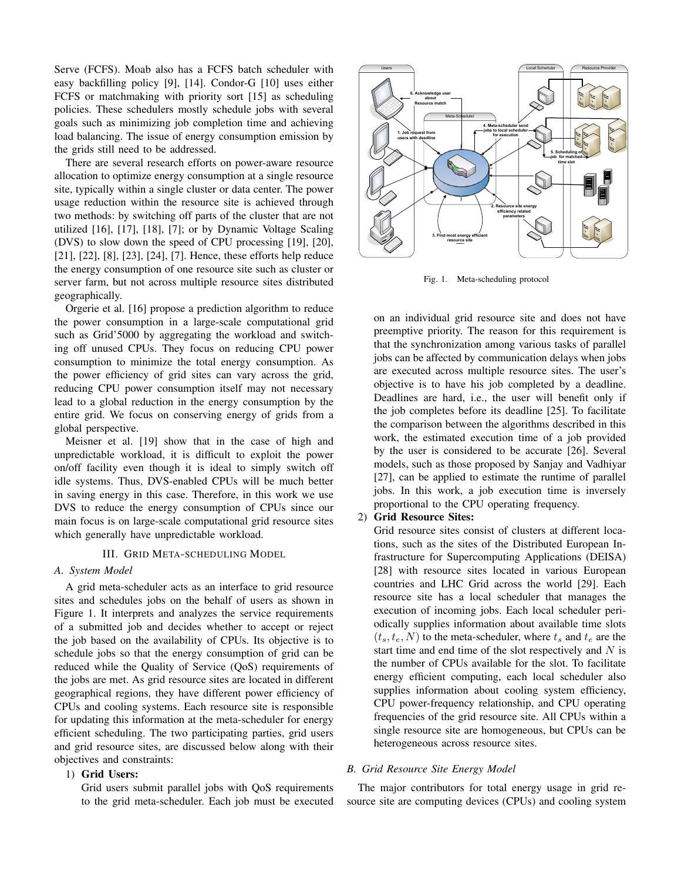Serve (FCFS). Moab also has a FCFS batch scheduler with easy backfilling policy [9], [14]. Condor-G [10] uses either FCFS or matchmaking with priority sort [15] as scheduling policies. These schedulers mostly schedule jobs with several goals such as minimizing job completion time and achieving load balancing. The issue of energy consumption emission by the grids still need to be addressed.

There are several research efforts on power-aware resource allocation to optimize energy consumption at a single resource site, typically within a single cluster or data center. The power usage reduction within the resource site is achieved through two methods: by switching off parts of the cluster that are not utilized [16], [17], [18], [7]; or by Dynamic Voltage Scaling (DVS) to slow down the speed of CPU processing [19], [20], [21], [22], [8], [23], [24], [7]. Hence, these efforts help reduce the energy consumption of one resource site such as cluster or server farm, but not across multiple resource sites distributed geographically.

Orgerie et al. [16] propose a prediction algorithm to reduce the power consumption in a large-scale computational grid such as Grid'5000 by aggregating the workload and switching off unused CPUs. They focus on reducing CPU power consumption to minimize the total energy consumption. As the power efficiency of grid sites can vary across the grid, reducing CPU power consumption itself may not necessary lead to a global reduction in the energy consumption by the entire grid. We focus on conserving energy of grids from a global perspective.

Meisner et al. [19] show that in the case of high and unpredictable workload, it is difficult to exploit the power on/off facility even though it is ideal to simply switch off idle systems. Thus, DVS-enabled CPUs will be much better in saving energy in this case. Therefore, in this work we use DVS to reduce the energy consumption of CPUs since our main focus is on large-scale computational grid resource sites which generally have unpredictable workload.

## III. Grid Meta-Scheduling Model

### A. System Model

A grid meta-scheduler acts as an interface to grid resource sites and schedules jobs on the behalf of users as shown in Figure 1. It interprets and analyzes the service requirements of a submitted job and decides whether to accept or reject the job based on the availability of CPUs. Its objective is to schedule jobs so that the energy consumption of grid can be reduced while the Quality of Service (QoS) requirements of the jobs are met. As grid resource sites are located in different geographical regions, they have different power efficiency of CPUs and cooling systems. Each resource site is responsible for updating this information at the meta-scheduler for energy efficient scheduling. The two participating parties, grid users and grid resource sites, are discussed below along with their objectives and constraints:

1) **Grid Users:**
Grid users submit parallel jobs with QoS requirements to the grid meta-scheduler. Each job must be executed on an individual grid resource site and does not have preemptive priority. The reason for this requirement is that the synchronization among various tasks of parallel jobs can be affected by communication delays when jobs are executed across multiple resource sites. The user's objective is to have his job completed by a deadline. Deadlines are hard, i.e., the user will benefit only if the job completes before its deadline [25]. To facilitate the comparison between the algorithms described in this work, the estimated execution time of a job provided by the user is considered to be accurate [26]. Several models, such as those proposed by Sanjay and Vadhiyar [27], can be applied to estimate the runtime of parallel jobs. In this work, a job execution time is inversely proportional to the CPU operating frequency.

2) **Grid Resource Sites:**
Grid resource sites consist of clusters at different locations, such as the sites of the Distributed European Infrastructure for Supercomputing Applications (DEISA) [28] with resource sites located in various European countries and LHC Grid across the world [29]. Each resource site has a local scheduler that manages the execution of incoming jobs. Each local scheduler periodically supplies information about available time slots $(t_s, t_e, N)$ to the meta-scheduler, where $t_s$ and $t_e$ are the start time and end time of the slot respectively and $N$ is the number of CPUs available for the slot. To facilitate energy efficient computing, each local scheduler also supplies information about cooling system efficiency, CPU power-frequency relationship, and CPU operating frequencies of the grid resource site. All CPUs within a single resource site are homogeneous, but CPUs can be heterogeneous across resource sites.

Fig. 1. Meta-scheduling protocol

### B. Grid Resource Site Energy Model

The major contributors for total energy usage in grid resource site are computing devices (CPUs) and cooling system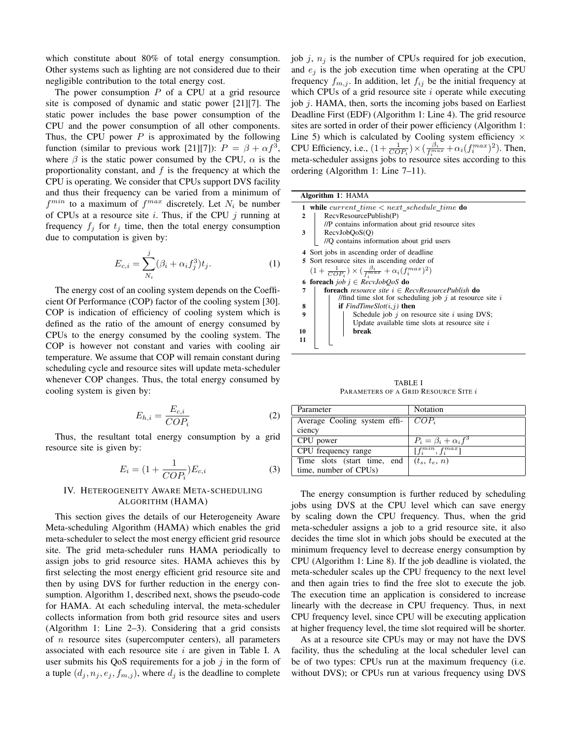which constitute about 80% of total energy consumption. Other systems such as lighting are not considered due to their negligible contribution to the total energy cost.

The power consumption $P$ of a CPU at a grid resource site is composed of dynamic and static power [21][7]. The static power includes the base power consumption of the CPU and the power consumption of all other components. Thus, the CPU power $P$ is approximated by the following function (similar to previous work [21][7]): $P = \beta + \alpha f^3$, where $\beta$ is the static power consumed by the CPU, $\alpha$ is the proportionality constant, and $f$ is the frequency at which the CPU is operating. We consider that CPUs support DVS facility and thus their frequency can be varied from a minimum of $f^{min}$ to a maximum of $f^{max}$ discretely. Let $N_i$ be number of CPUs at a resource site $i$. Thus, if the CPU $j$ running at frequency $f_j$ for $t_j$ time, then the total energy consumption due to computation is given by:

$$E_{c,i} = \sum_{N_i}^{j} (\beta_i + \alpha_i f_j^3) t_j. \quad (1)$$

The energy cost of an cooling system depends on the Coefficient Of Performance (COP) factor of the cooling system [30]. COP is indication of efficiency of cooling system which is defined as the ratio of the amount of energy consumed by CPUs to the energy consumed by the cooling system. The COP is however not constant and varies with cooling air temperature. We assume that COP will remain constant during scheduling cycle and resource sites will update meta-scheduler whenever COP changes. Thus, the total energy consumed by cooling system is given by:

$$E_{h,i} = \frac{E_{c,i}}{COP_i} \quad (2)$$

Thus, the resultant total energy consumption by a grid resource site is given by:

$$E_i = (1 + \frac{1}{COP_i}) E_{c,i} \quad (3)$$

## IV. Heterogeneity Aware Meta-scheduling Algorithm (HAMA)

This section gives the details of our Heterogeneity Aware Meta-scheduling Algorithm (HAMA) which enables the grid meta-scheduler to select the most energy efficient grid resource site. The grid meta-scheduler runs HAMA periodically to assign jobs to grid resource sites. HAMA achieves this by first selecting the most energy efficient grid resource site and then by using DVS for further reduction in the energy consumption. Algorithm 1, described next, shows the pseudo-code for HAMA. At each scheduling interval, the meta-scheduler collects information from both grid resource sites and users (Algorithm 1: Line 2–3). Considering that a grid consists of $n$ resource sites (supercomputer centers), all parameters associated with each resource site $i$ are given in Table I. A user submits his QoS requirements for a job $j$ in the form of a tuple $(d_j, n_j, e_j, f_{m,j})$, where $d_j$ is the deadline to complete job $j$, $n_j$ is the number of CPUs required for job execution, and $e_j$ is the job execution time when operating at the CPU frequency $f_{m,j}$. In addition, let $f_{ij}$ be the initial frequency at which CPUs of a grid resource site $i$ operate while executing job $j$. HAMA, then, sorts the incoming jobs based on Earliest Deadline First (EDF) (Algorithm 1: Line 4). The grid resource sites are sorted in order of their power efficiency (Algorithm 1: Line 5) which is calculated by Cooling system efficiency × CPU Efficiency, i.e., $(1+\frac{1}{COP_i}) \times (\frac{\beta_i}{f_i^{max}} + \alpha_i (f_i^{max})^2)$. Then, meta-scheduler assigns jobs to resource sites according to this ordering (Algorithm 1: Line 7–11).

```
Algorithm 1: HAMA
1  while current_time < next_schedule_time do
2      RecvResourcePublish(P)
       //P contains information about grid resource sites
3      RecvJobQoS(Q)
       //Q contains information about grid users
4  Sort jobs in ascending order of deadline
5  Sort resource sites in ascending order of
   (1 + 1/COP_i) × (β_i/f_i^max + α_i(f_i^max)^2)
6  foreach job j ∈ RecvJobQoS do
7      foreach resource site i ∈ RecvResourcePublish do
           //find time slot for scheduling job j at resource site i
8          if FindTimeSlot(i,j) then
9              Schedule job j on resource site i using DVS;
               Update available time slots at resource site i
10             break
11
```

TABLE I
Parameters of a Grid Resource Site $i$

| Parameter | Notation |
|---|---|
| Average Cooling system efficiency | $COP_i$ |
| CPU power | $P_i = \beta_i + \alpha_i f^3$ |
| CPU frequency range | $[f_i^{min}, f_i^{max}]$ |
| Time slots (start time, end time, number of CPUs) | $(t_s, t_e, n)$ |

The energy consumption is further reduced by scheduling jobs using DVS at the CPU level which can save energy by scaling down the CPU frequency. Thus, when the grid meta-scheduler assigns a job to a grid resource site, it also decides the time slot in which jobs should be executed at the minimum frequency level to decrease energy consumption by CPU (Algorithm 1: Line 8). If the job deadline is violated, the meta-scheduler scales up the CPU frequency to the next level and then again tries to find the free slot to execute the job. The execution time an application is considered to increase linearly with the decrease in CPU frequency. Thus, in next CPU frequency level, since CPU will be executing application at higher frequency level, the time slot required will be shorter.

As at a resource site CPUs may or may not have the DVS facility, thus the scheduling at the local scheduler level can be of two types: CPUs run at the maximum frequency (i.e. without DVS); or CPUs run at various frequency using DVS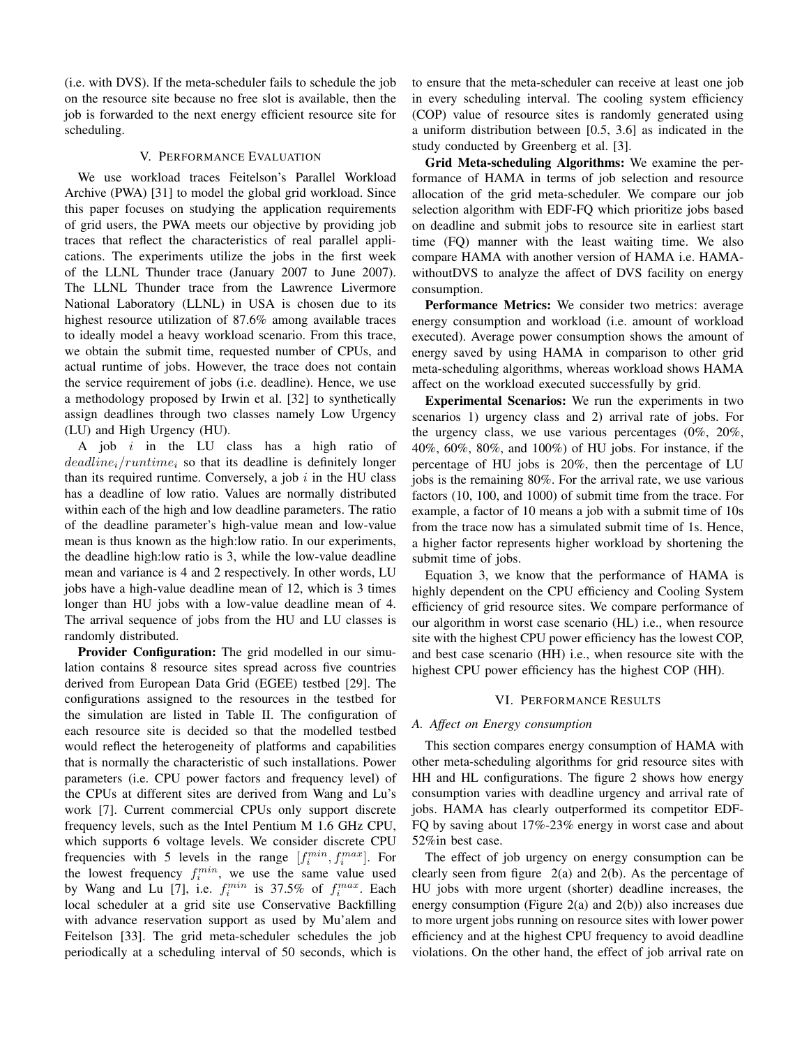(i.e. with DVS). If the meta-scheduler fails to schedule the job on the resource site because no free slot is available, then the job is forwarded to the next energy efficient resource site for scheduling.

## V. Performance Evaluation

We use workload traces Feitelson's Parallel Workload Archive (PWA) [31] to model the global grid workload. Since this paper focuses on studying the application requirements of grid users, the PWA meets our objective by providing job traces that reflect the characteristics of real parallel applications. The experiments utilize the jobs in the first week of the LLNL Thunder trace (January 2007 to June 2007). The LLNL Thunder trace from the Lawrence Livermore National Laboratory (LLNL) in USA is chosen due to its highest resource utilization of 87.6% among available traces to ideally model a heavy workload scenario. From this trace, we obtain the submit time, requested number of CPUs, and actual runtime of jobs. However, the trace does not contain the service requirement of jobs (i.e. deadline). Hence, we use a methodology proposed by Irwin et al. [32] to synthetically assign deadlines through two classes namely Low Urgency (LU) and High Urgency (HU).

A job $i$ in the LU class has a high ratio of $deadline_i/runtime_i$ so that its deadline is definitely longer than its required runtime. Conversely, a job $i$ in the HU class has a deadline of low ratio. Values are normally distributed within each of the high and low deadline parameters. The ratio of the deadline parameter's high-value mean and low-value mean is thus known as the high:low ratio. In our experiments, the deadline high:low ratio is 3, while the low-value deadline mean and variance is 4 and 2 respectively. In other words, LU jobs have a high-value deadline mean of 12, which is 3 times longer than HU jobs with a low-value deadline mean of 4. The arrival sequence of jobs from the HU and LU classes is randomly distributed.

**Provider Configuration:** The grid modelled in our simulation contains 8 resource sites spread across five countries derived from European Data Grid (EGEE) testbed [29]. The configurations assigned to the resources in the testbed for the simulation are listed in Table II. The configuration of each resource site is decided so that the modelled testbed would reflect the heterogeneity of platforms and capabilities that is normally the characteristic of such installations. Power parameters (i.e. CPU power factors and frequency level) of the CPUs at different sites are derived from Wang and Lu's work [7]. Current commercial CPUs only support discrete frequency levels, such as the Intel Pentium M 1.6 GHz CPU, which supports 6 voltage levels. We consider discrete CPU frequencies with 5 levels in the range $[f_i^{min}, f_i^{max}]$. For the lowest frequency $f_i^{min}$, we use the same value used by Wang and Lu [7], i.e. $f_i^{min}$ is 37.5% of $f_i^{max}$. Each local scheduler at a grid site use Conservative Backfilling with advance reservation support as used by Mu'alem and Feitelson [33]. The grid meta-scheduler schedules the job periodically at a scheduling interval of 50 seconds, which is to ensure that the meta-scheduler can receive at least one job in every scheduling interval. The cooling system efficiency (COP) value of resource sites is randomly generated using a uniform distribution between [0.5, 3.6] as indicated in the study conducted by Greenberg et al. [3].

**Grid Meta-scheduling Algorithms:** We examine the performance of HAMA in terms of job selection and resource allocation of the grid meta-scheduler. We compare our job selection algorithm with EDF-FQ which prioritize jobs based on deadline and submit jobs to resource site in earliest start time (FQ) manner with the least waiting time. We also compare HAMA with another version of HAMA i.e. HAMA-withoutDVS to analyze the affect of DVS facility on energy consumption.

**Performance Metrics:** We consider two metrics: average energy consumption and workload (i.e. amount of workload executed). Average power consumption shows the amount of energy saved by using HAMA in comparison to other grid meta-scheduling algorithms, whereas workload shows HAMA affect on the workload executed successfully by grid.

**Experimental Scenarios:** We run the experiments in two scenarios 1) urgency class and 2) arrival rate of jobs. For the urgency class, we use various percentages (0%, 20%, 40%, 60%, 80%, and 100%) of HU jobs. For instance, if the percentage of HU jobs is 20%, then the percentage of LU jobs is the remaining 80%. For the arrival rate, we use various factors (10, 100, and 1000) of submit time from the trace. For example, a factor of 10 means a job with a submit time of 10s from the trace now has a simulated submit time of 1s. Hence, a higher factor represents higher workload by shortening the submit time of jobs.

Equation 3, we know that the performance of HAMA is highly dependent on the CPU efficiency and Cooling System efficiency of grid resource sites. We compare performance of our algorithm in worst case scenario (HL) i.e., when resource site with the highest CPU power efficiency has the lowest COP, and best case scenario (HH) i.e., when resource site with the highest CPU power efficiency has the highest COP (HH).

## VI. Performance Results

### A. Affect on Energy consumption

This section compares energy consumption of HAMA with other meta-scheduling algorithms for grid resource sites with HH and HL configurations. The figure 2 shows how energy consumption varies with deadline urgency and arrival rate of jobs. HAMA has clearly outperformed its competitor EDF-FQ by saving about 17%-23% energy in worst case and about 52%in best case.

The effect of job urgency on energy consumption can be clearly seen from figure 2(a) and 2(b). As the percentage of HU jobs with more urgent (shorter) deadline increases, the energy consumption (Figure 2(a) and 2(b)) also increases due to more urgent jobs running on resource sites with lower power efficiency and at the highest CPU frequency to avoid deadline violations. On the other hand, the effect of job arrival rate on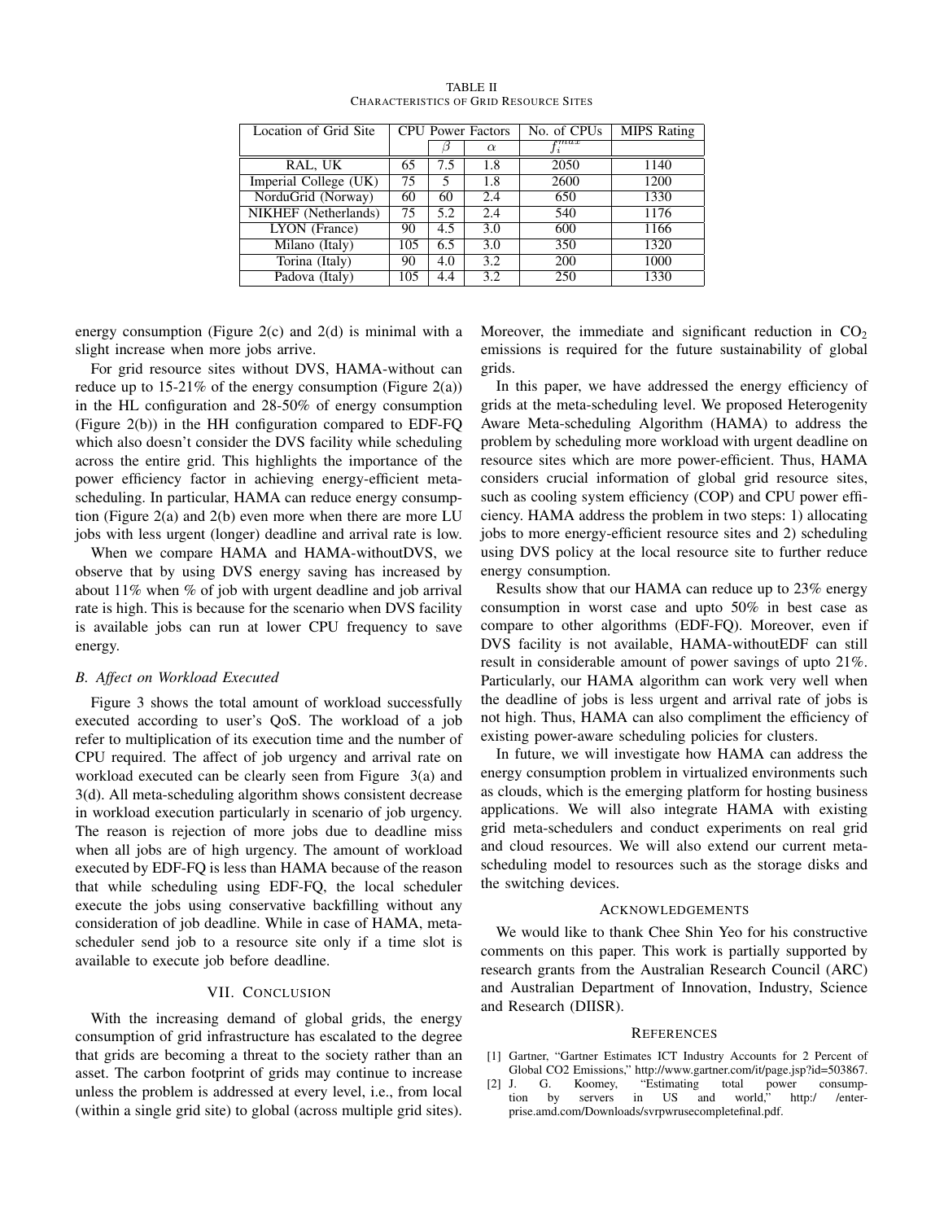TABLE II
CHARACTERISTICS OF GRID RESOURCE SITES

| Location of Grid Site | CPU Power Factors | | | No. of CPUs | MIPS Rating |
|---|---|---|---|---|---|
| | | $\beta$ | $\alpha$ | $f_i^{max}$ | |
| RAL, UK | 65 | 7.5 | 1.8 | 2050 | 1140 |
| Imperial College (UK) | 75 | 5 | 1.8 | 2600 | 1200 |
| NorduGrid (Norway) | 60 | 60 | 2.4 | 650 | 1330 |
| NIKHEF (Netherlands) | 75 | 5.2 | 2.4 | 540 | 1176 |
| LYON (France) | 90 | 4.5 | 3.0 | 600 | 1166 |
| Milano (Italy) | 105 | 6.5 | 3.0 | 350 | 1320 |
| Torina (Italy) | 90 | 4.0 | 3.2 | 200 | 1000 |
| Padova (Italy) | 105 | 4.4 | 3.2 | 250 | 1330 |

energy consumption (Figure 2(c) and 2(d) is minimal with a slight increase when more jobs arrive.

For grid resource sites without DVS, HAMA-without can reduce up to 15-21% of the energy consumption (Figure 2(a)) in the HL configuration and 28-50% of energy consumption (Figure 2(b)) in the HH configuration compared to EDF-FQ which also doesn't consider the DVS facility while scheduling across the entire grid. This highlights the importance of the power efficiency factor in achieving energy-efficient meta-scheduling. In particular, HAMA can reduce energy consumption (Figure 2(a) and 2(b) even more when there are more LU jobs with less urgent (longer) deadline and arrival rate is low.

When we compare HAMA and HAMA-withoutDVS, we observe that by using DVS energy saving has increased by about 11% when % of job with urgent deadline and job arrival rate is high. This is because for the scenario when DVS facility is available jobs can run at lower CPU frequency to save energy.

### *B. Affect on Workload Executed*

Figure 3 shows the total amount of workload successfully executed according to user's QoS. The workload of a job refer to multiplication of its execution time and the number of CPU required. The affect of job urgency and arrival rate on workload executed can be clearly seen from Figure 3(a) and 3(d). All meta-scheduling algorithm shows consistent decrease in workload execution particularly in scenario of job urgency. The reason is rejection of more jobs due to deadline miss when all jobs are of high urgency. The amount of workload executed by EDF-FQ is less than HAMA because of the reason that while scheduling using EDF-FQ, the local scheduler execute the jobs using conservative backfilling without any consideration of job deadline. While in case of HAMA, meta-scheduler send job to a resource site only if a time slot is available to execute job before deadline.

## VII. CONCLUSION

With the increasing demand of global grids, the energy consumption of grid infrastructure has escalated to the degree that grids are becoming a threat to the society rather than an asset. The carbon footprint of grids may continue to increase unless the problem is addressed at every level, i.e., from local (within a single grid site) to global (across multiple grid sites). Moreover, the immediate and significant reduction in $CO_2$ emissions is required for the future sustainability of global grids.

In this paper, we have addressed the energy efficiency of grids at the meta-scheduling level. We proposed Heterogenity Aware Meta-scheduling Algorithm (HAMA) to address the problem by scheduling more workload with urgent deadline on resource sites which are more power-efficient. Thus, HAMA considers crucial information of global grid resource sites, such as cooling system efficiency (COP) and CPU power efficiency. HAMA address the problem in two steps: 1) allocating jobs to more energy-efficient resource sites and 2) scheduling using DVS policy at the local resource site to further reduce energy consumption.

Results show that our HAMA can reduce up to 23% energy consumption in worst case and upto 50% in best case as compare to other algorithms (EDF-FQ). Moreover, even if DVS facility is not available, HAMA-withoutEDF can still result in considerable amount of power savings of upto 21%. Particularly, our HAMA algorithm can work very well when the deadline of jobs is less urgent and arrival rate of jobs is not high. Thus, HAMA can also compliment the efficiency of existing power-aware scheduling policies for clusters.

In future, we will investigate how HAMA can address the energy consumption problem in virtualized environments such as clouds, which is the emerging platform for hosting business applications. We will also integrate HAMA with existing grid meta-schedulers and conduct experiments on real grid and cloud resources. We will also extend our current meta-scheduling model to resources such as the storage disks and the switching devices.

## ACKNOWLEDGEMENTS

We would like to thank Chee Shin Yeo for his constructive comments on this paper. This work is partially supported by research grants from the Australian Research Council (ARC) and Australian Department of Innovation, Industry, Science and Research (DIISR).

## REFERENCES

[1] Gartner, "Gartner Estimates ICT Industry Accounts for 2 Percent of Global CO2 Emissions," http://www.gartner.com/it/page.jsp?id=503867.

[2] J. G. Koomey, "Estimating total power consumption by servers in US and world," http:/ /enterprise.amd.com/Downloads/svrpwrusecompletefinal.pdf.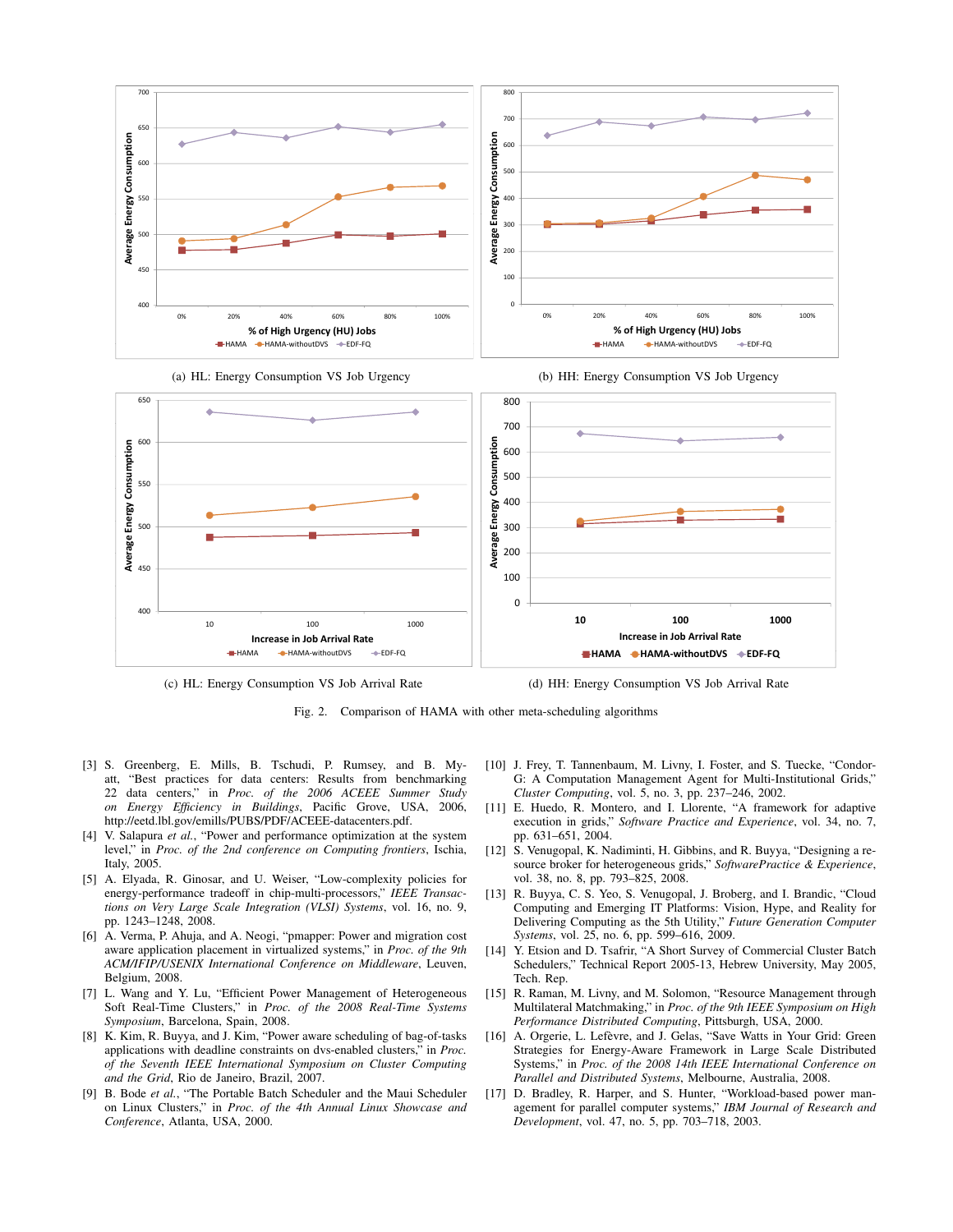(a) HL: Energy Consumption VS Job Urgency

(b) HH: Energy Consumption VS Job Urgency

(c) HL: Energy Consumption VS Job Arrival Rate

(d) HH: Energy Consumption VS Job Arrival Rate

Fig. 2. Comparison of HAMA with other meta-scheduling algorithms

[3] S. Greenberg, E. Mills, B. Tschudi, P. Rumsey, and B. Myatt, "Best practices for data centers: Results from benchmarking 22 data centers," in *Proc. of the 2006 ACEEE Summer Study on Energy Efficiency in Buildings*, Pacific Grove, USA, 2006, http://eetd.lbl.gov/emills/PUBS/PDF/ACEEE-datacenters.pdf.

[4] V. Salapura *et al.*, "Power and performance optimization at the system level," in *Proc. of the 2nd conference on Computing frontiers*, Ischia, Italy, 2005.

[5] A. Elyada, R. Ginosar, and U. Weiser, "Low-complexity policies for energy-performance tradeoff in chip-multi-processors," *IEEE Transactions on Very Large Scale Integration (VLSI) Systems*, vol. 16, no. 9, pp. 1243–1248, 2008.

[6] A. Verma, P. Ahuja, and A. Neogi, "pmapper: Power and migration cost aware application placement in virtualized systems," in *Proc. of the 9th ACM/IFIP/USENIX International Conference on Middleware*, Leuven, Belgium, 2008.

[7] L. Wang and Y. Lu, "Efficient Power Management of Heterogeneous Soft Real-Time Clusters," in *Proc. of the 2008 Real-Time Systems Symposium*, Barcelona, Spain, 2008.

[8] K. Kim, R. Buyya, and J. Kim, "Power aware scheduling of bag-of-tasks applications with deadline constraints on dvs-enabled clusters," in *Proc. of the Seventh IEEE International Symposium on Cluster Computing and the Grid*, Rio de Janeiro, Brazil, 2007.

[9] B. Bode *et al.*, "The Portable Batch Scheduler and the Maui Scheduler on Linux Clusters," in *Proc. of the 4th Annual Linux Showcase and Conference*, Atlanta, USA, 2000.

[10] J. Frey, T. Tannenbaum, M. Livny, I. Foster, and S. Tuecke, "Condor-G: A Computation Management Agent for Multi-Institutional Grids," *Cluster Computing*, vol. 5, no. 3, pp. 237–246, 2002.

[11] E. Huedo, R. Montero, and I. Llorente, "A framework for adaptive execution in grids," *Software Practice and Experience*, vol. 34, no. 7, pp. 631–651, 2004.

[12] S. Venugopal, K. Nadiminti, H. Gibbins, and R. Buyya, "Designing a resource broker for heterogeneous grids," *SoftwarePractice & Experience*, vol. 38, no. 8, pp. 793–825, 2008.

[13] R. Buyya, C. S. Yeo, S. Venugopal, J. Broberg, and I. Brandic, "Cloud Computing and Emerging IT Platforms: Vision, Hype, and Reality for Delivering Computing as the 5th Utility," *Future Generation Computer Systems*, vol. 25, no. 6, pp. 599–616, 2009.

[14] Y. Etsion and D. Tsafrir, "A Short Survey of Commercial Cluster Batch Schedulers," Technical Report 2005-13, Hebrew University, May 2005, Tech. Rep.

[15] R. Raman, M. Livny, and M. Solomon, "Resource Management through Multilateral Matchmaking," in *Proc. of the 9th IEEE Symposium on High Performance Distributed Computing*, Pittsburgh, USA, 2000.

[16] A. Orgerie, L. Lefèvre, and J. Gelas, "Save Watts in Your Grid: Green Strategies for Energy-Aware Framework in Large Scale Distributed Systems," in *Proc. of the 2008 14th IEEE International Conference on Parallel and Distributed Systems*, Melbourne, Australia, 2008.

[17] D. Bradley, R. Harper, and S. Hunter, "Workload-based power management for parallel computer systems," *IBM Journal of Research and Development*, vol. 47, no. 5, pp. 703–718, 2003.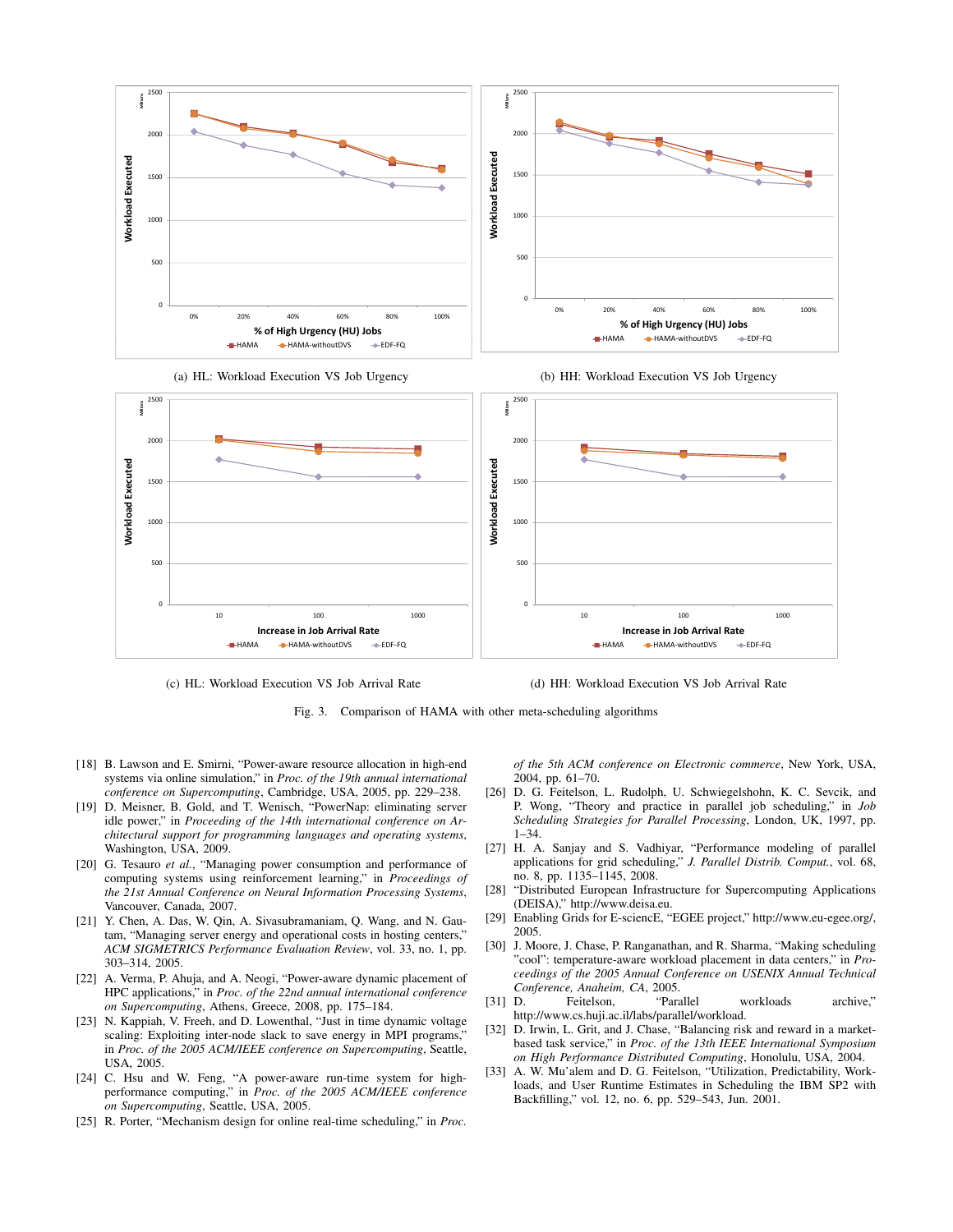2500
Millions
Workload Executed
2000
1500
1000
500
0
0%
20%
40%
60%
80%
100%
% of High Urgency (HU) Jobs
HAMA
HAMA-withoutDVS
EDF-FQ

(a) HL: Workload Execution VS Job Urgency

2500
Millions
Workload Executed
2000
1500
1000
500
0
0%
20%
40%
60%
80%
100%
% of High Urgency (HU) Jobs
HAMA
HAMA-withoutDVS
EDF-FQ

(b) HH: Workload Execution VS Job Urgency

2500
Millions
Workload Executed
2000
1500
1000
500
0
10
100
1000
Increase in Job Arrival Rate
HAMA
HAMA-withoutDVS
EDF-FQ

(c) HL: Workload Execution VS Job Arrival Rate

2500
Millions
Workload Executed
2000
1500
1000
500
0
10
100
1000
Increase in Job Arrival Rate
HAMA
HAMA-withoutDVS
EDF-FQ

(d) HH: Workload Execution VS Job Arrival Rate

Fig. 3. Comparison of HAMA with other meta-scheduling algorithms

[18] B. Lawson and E. Smirni, "Power-aware resource allocation in high-end systems via online simulation," in *Proc. of the 19th annual international conference on Supercomputing*, Cambridge, USA, 2005, pp. 229–238.

[19] D. Meisner, B. Gold, and T. Wenisch, "PowerNap: eliminating server idle power," in *Proceeding of the 14th international conference on Architectural support for programming languages and operating systems*, Washington, USA, 2009.

[20] G. Tesauro *et al.*, "Managing power consumption and performance of computing systems using reinforcement learning," in *Proceedings of the 21st Annual Conference on Neural Information Processing Systems*, Vancouver, Canada, 2007.

[21] Y. Chen, A. Das, W. Qin, A. Sivasubramaniam, Q. Wang, and N. Gautam, "Managing server energy and operational costs in hosting centers," *ACM SIGMETRICS Performance Evaluation Review*, vol. 33, no. 1, pp. 303–314, 2005.

[22] A. Verma, P. Ahuja, and A. Neogi, "Power-aware dynamic placement of HPC applications," in *Proc. of the 22nd annual international conference on Supercomputing*, Athens, Greece, 2008, pp. 175–184.

[23] N. Kappiah, V. Freeh, and D. Lowenthal, "Just in time dynamic voltage scaling: Exploiting inter-node slack to save energy in MPI programs," in *Proc. of the 2005 ACM/IEEE conference on Supercomputing*, Seattle, USA, 2005.

[24] C. Hsu and W. Feng, "A power-aware run-time system for high-performance computing," in *Proc. of the 2005 ACM/IEEE conference on Supercomputing*, Seattle, USA, 2005.

[25] R. Porter, "Mechanism design for online real-time scheduling," in *Proc. of the 5th ACM conference on Electronic commerce*, New York, USA, 2004, pp. 61–70.

[26] D. G. Feitelson, L. Rudolph, U. Schwiegelshohn, K. C. Sevcik, and P. Wong, "Theory and practice in parallel job scheduling," in *Job Scheduling Strategies for Parallel Processing*, London, UK, 1997, pp. 1–34.

[27] H. A. Sanjay and S. Vadhiyar, "Performance modeling of parallel applications for grid scheduling," *J. Parallel Distrib. Comput.*, vol. 68, no. 8, pp. 1135–1145, 2008.

[28] "Distributed European Infrastructure for Supercomputing Applications (DEISA)," http://www.deisa.eu.

[29] Enabling Grids for E-sciencE, "EGEE project," http://www.eu-egee.org/, 2005.

[30] J. Moore, J. Chase, P. Ranganathan, and R. Sharma, "Making scheduling "cool": temperature-aware workload placement in data centers," in *Proceedings of the 2005 Annual Conference on USENIX Annual Technical Conference, Anaheim, CA*, 2005.

[31] D. Feitelson, "Parallel workloads archive," http://www.cs.huji.ac.il/labs/parallel/workload.

[32] D. Irwin, L. Grit, and J. Chase, "Balancing risk and reward in a market-based task service," in *Proc. of the 13th IEEE International Symposium on High Performance Distributed Computing*, Honolulu, USA, 2004.

[33] A. W. Mu'alem and D. G. Feitelson, "Utilization, Predictability, Workloads, and User Runtime Estimates in Scheduling the IBM SP2 with Backfilling," vol. 12, no. 6, pp. 529–543, Jun. 2001.